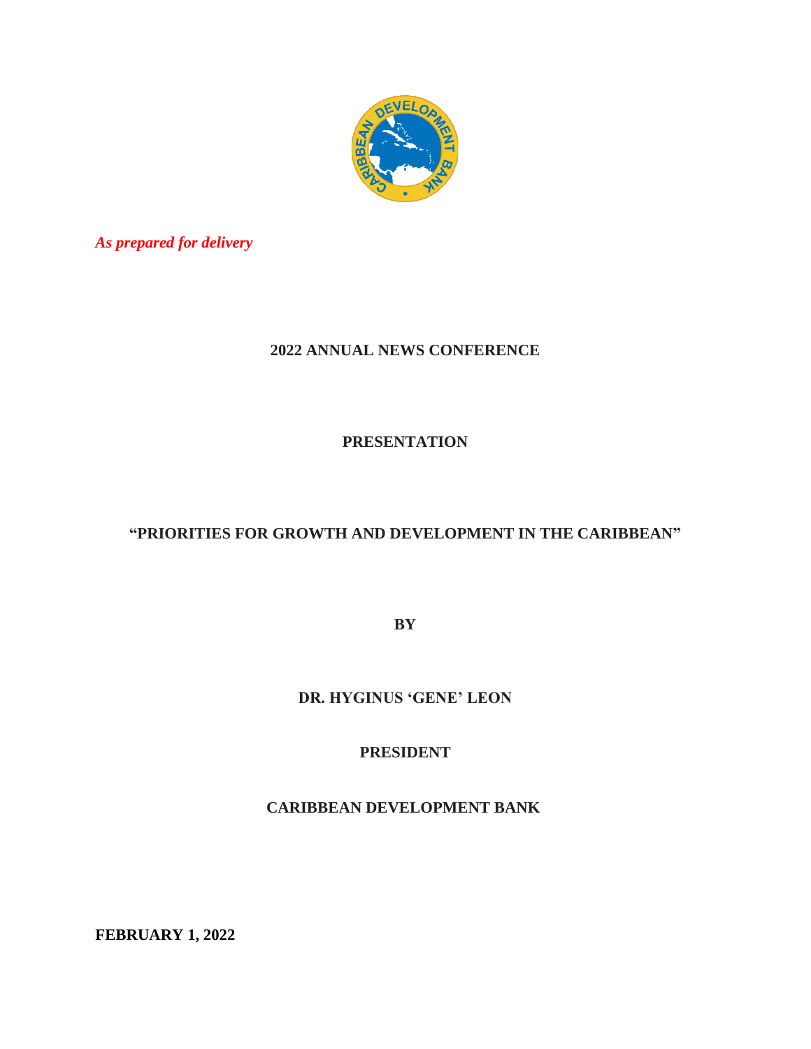*As prepared for delivery*

**2022 ANNUAL NEWS CONFERENCE**

**PRESENTATION**

# "PRIORITIES FOR GROWTH AND DEVELOPMENT IN THE CARIBBEAN"

**BY**

**DR. HYGINUS 'GENE' LEON**

**PRESIDENT**

**CARIBBEAN DEVELOPMENT BANK**

**FEBRUARY 1, 2022**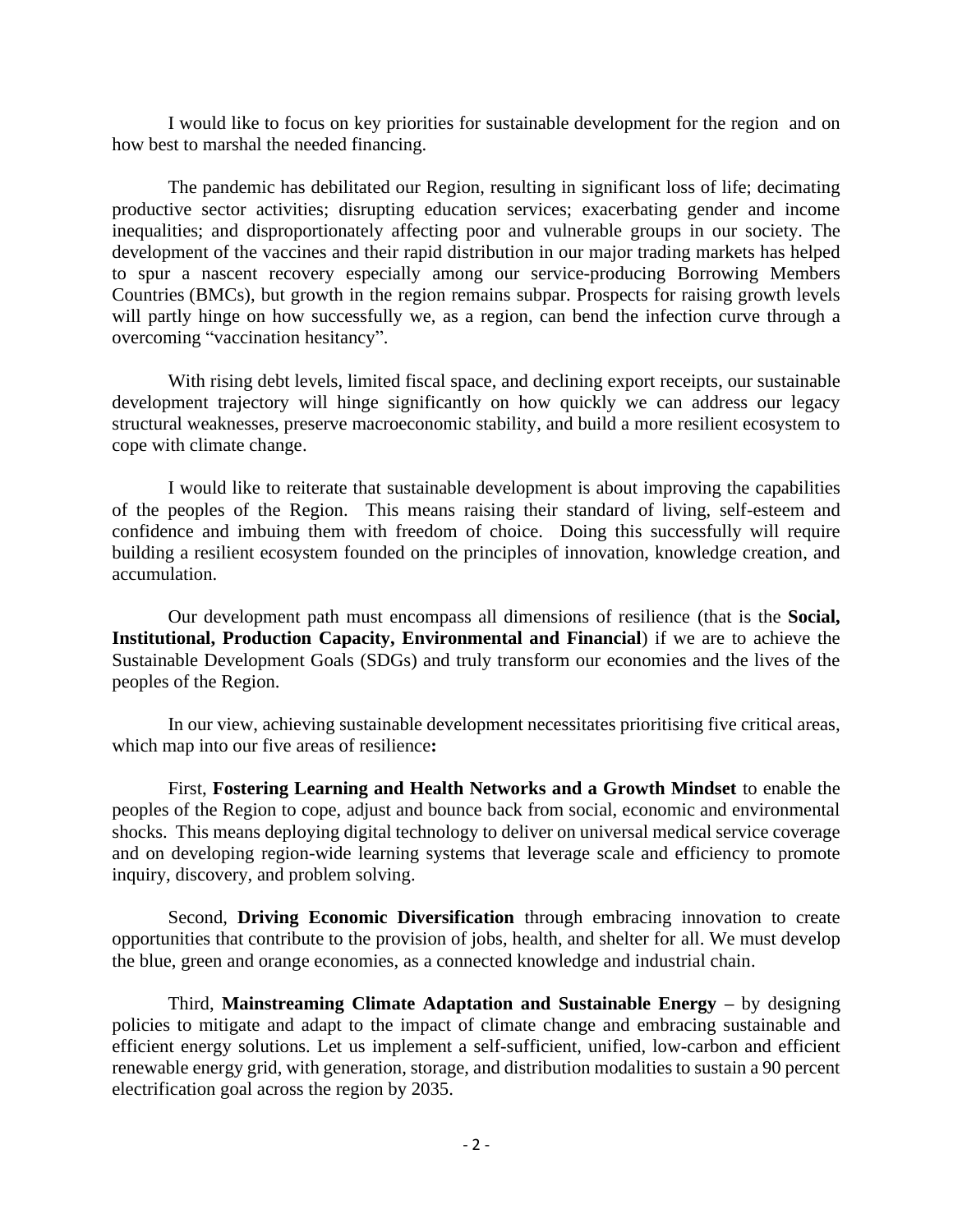I would like to focus on key priorities for sustainable development for the region and on how best to marshal the needed financing.

The pandemic has debilitated our Region, resulting in significant loss of life; decimating productive sector activities; disrupting education services; exacerbating gender and income inequalities; and disproportionately affecting poor and vulnerable groups in our society. The development of the vaccines and their rapid distribution in our major trading markets has helped to spur a nascent recovery especially among our service-producing Borrowing Members Countries (BMCs), but growth in the region remains subpar. Prospects for raising growth levels will partly hinge on how successfully we, as a region, can bend the infection curve through a overcoming "vaccination hesitancy".

With rising debt levels, limited fiscal space, and declining export receipts, our sustainable development trajectory will hinge significantly on how quickly we can address our legacy structural weaknesses, preserve macroeconomic stability, and build a more resilient ecosystem to cope with climate change.

I would like to reiterate that sustainable development is about improving the capabilities of the peoples of the Region. This means raising their standard of living, self-esteem and confidence and imbuing them with freedom of choice. Doing this successfully will require building a resilient ecosystem founded on the principles of innovation, knowledge creation, and accumulation.

Our development path must encompass all dimensions of resilience (that is the **Social, Institutional, Production Capacity, Environmental and Financial**) if we are to achieve the Sustainable Development Goals (SDGs) and truly transform our economies and the lives of the peoples of the Region.

In our view, achieving sustainable development necessitates prioritising five critical areas, which map into our five areas of resilience**:**

First, **Fostering Learning and Health Networks and a Growth Mindset** to enable the peoples of the Region to cope, adjust and bounce back from social, economic and environmental shocks. This means deploying digital technology to deliver on universal medical service coverage and on developing region-wide learning systems that leverage scale and efficiency to promote inquiry, discovery, and problem solving.

Second, **Driving Economic Diversification** through embracing innovation to create opportunities that contribute to the provision of jobs, health, and shelter for all. We must develop the blue, green and orange economies, as a connected knowledge and industrial chain.

Third, **Mainstreaming Climate Adaptation and Sustainable Energy –** by designing policies to mitigate and adapt to the impact of climate change and embracing sustainable and efficient energy solutions. Let us implement a self-sufficient, unified, low-carbon and efficient renewable energy grid, with generation, storage, and distribution modalities to sustain a 90 percent electrification goal across the region by 2035.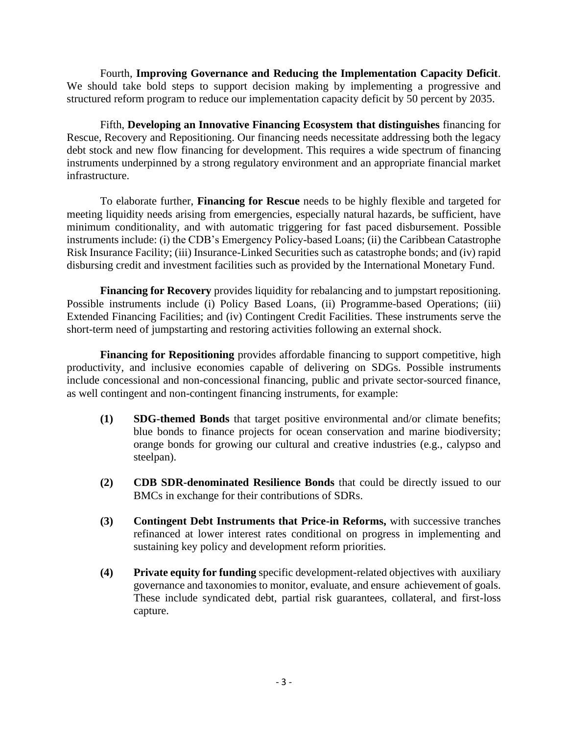Fourth, **Improving Governance and Reducing the Implementation Capacity Deficit**. We should take bold steps to support decision making by implementing a progressive and structured reform program to reduce our implementation capacity deficit by 50 percent by 2035.

Fifth, **Developing an Innovative Financing Ecosystem that distinguishes** financing for Rescue, Recovery and Repositioning. Our financing needs necessitate addressing both the legacy debt stock and new flow financing for development. This requires a wide spectrum of financing instruments underpinned by a strong regulatory environment and an appropriate financial market infrastructure.

To elaborate further, **Financing for Rescue** needs to be highly flexible and targeted for meeting liquidity needs arising from emergencies, especially natural hazards, be sufficient, have minimum conditionality, and with automatic triggering for fast paced disbursement. Possible instruments include: (i) the CDB's Emergency Policy-based Loans; (ii) the Caribbean Catastrophe Risk Insurance Facility; (iii) Insurance-Linked Securities such as catastrophe bonds; and (iv) rapid disbursing credit and investment facilities such as provided by the International Monetary Fund.

**Financing for Recovery** provides liquidity for rebalancing and to jumpstart repositioning. Possible instruments include (i) Policy Based Loans, (ii) Programme-based Operations; (iii) Extended Financing Facilities; and (iv) Contingent Credit Facilities. These instruments serve the short-term need of jumpstarting and restoring activities following an external shock.

**Financing for Repositioning** provides affordable financing to support competitive, high productivity, and inclusive economies capable of delivering on SDGs. Possible instruments include concessional and non-concessional financing, public and private sector-sourced finance, as well contingent and non-contingent financing instruments, for example:

**(1)** **SDG-themed Bonds** that target positive environmental and/or climate benefits; blue bonds to finance projects for ocean conservation and marine biodiversity; orange bonds for growing our cultural and creative industries (e.g., calypso and steelpan).

**(2)** **CDB SDR-denominated Resilience Bonds** that could be directly issued to our BMCs in exchange for their contributions of SDRs.

**(3)** **Contingent Debt Instruments that Price-in Reforms,** with successive tranches refinanced at lower interest rates conditional on progress in implementing and sustaining key policy and development reform priorities.

**(4)** **Private equity for funding** specific development-related objectives with auxiliary governance and taxonomies to monitor, evaluate, and ensure achievement of goals. These include syndicated debt, partial risk guarantees, collateral, and first-loss capture.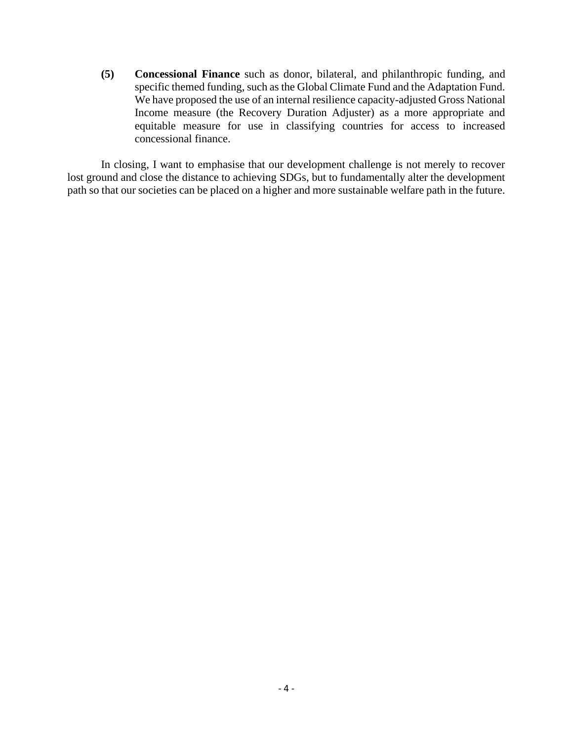**(5)** **Concessional Finance** such as donor, bilateral, and philanthropic funding, and specific themed funding, such as the Global Climate Fund and the Adaptation Fund. We have proposed the use of an internal resilience capacity-adjusted Gross National Income measure (the Recovery Duration Adjuster) as a more appropriate and equitable measure for use in classifying countries for access to increased concessional finance.

In closing, I want to emphasise that our development challenge is not merely to recover lost ground and close the distance to achieving SDGs, but to fundamentally alter the development path so that our societies can be placed on a higher and more sustainable welfare path in the future.